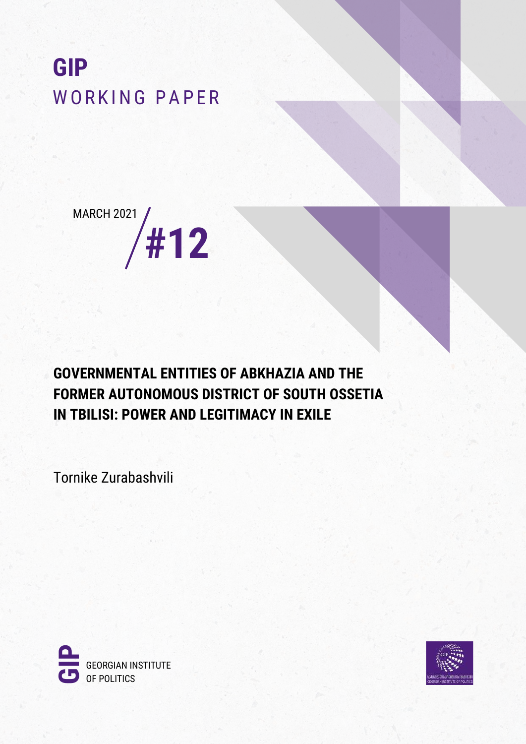# GIP
WORKING PAPER

MARCH 2021 / #12

## GOVERNMENTAL ENTITIES OF ABKHAZIA AND THE FORMER AUTONOMOUS DISTRICT OF SOUTH OSSETIA IN TBILISI: POWER AND LEGITIMACY IN EXILE

Tornike Zurabashvili

GEORGIAN INSTITUTE OF POLITICS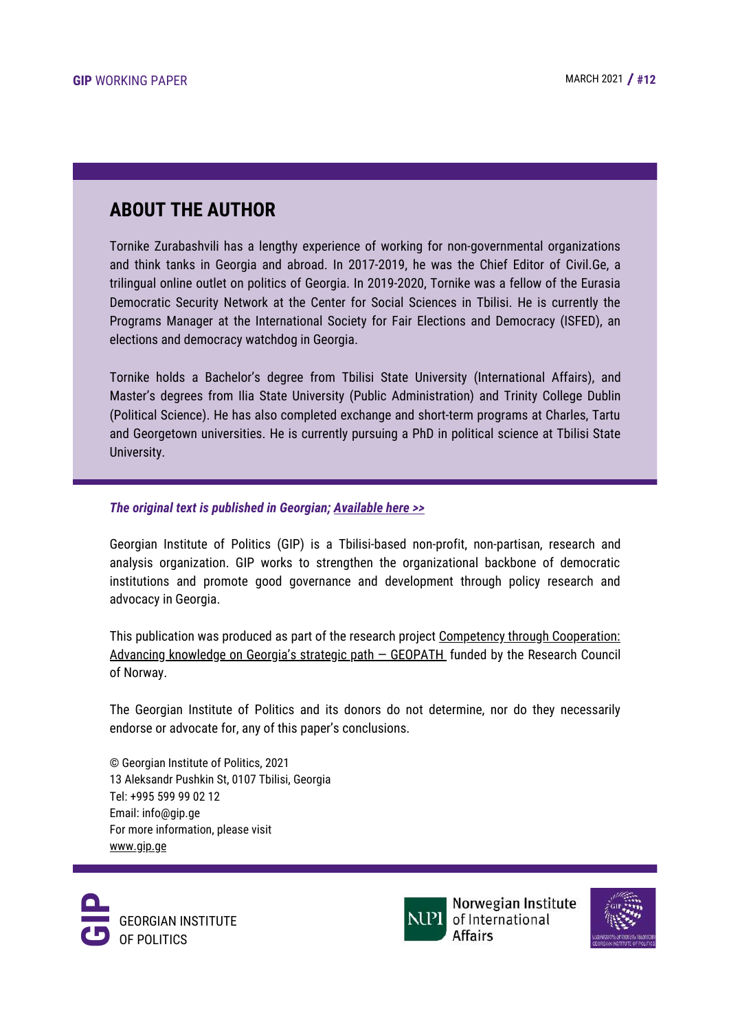## ABOUT THE AUTHOR

Tornike Zurabashvili has a lengthy experience of working for non-governmental organizations and think tanks in Georgia and abroad. In 2017-2019, he was the Chief Editor of Civil.Ge, a trilingual online outlet on politics of Georgia. In 2019-2020, Tornike was a fellow of the Eurasia Democratic Security Network at the Center for Social Sciences in Tbilisi. He is currently the Programs Manager at the International Society for Fair Elections and Democracy (ISFED), an elections and democracy watchdog in Georgia.

Tornike holds a Bachelor's degree from Tbilisi State University (International Affairs), and Master's degrees from Ilia State University (Public Administration) and Trinity College Dublin (Political Science). He has also completed exchange and short-term programs at Charles, Tartu and Georgetown universities. He is currently pursuing a PhD in political science at Tbilisi State University.

***The original text is published in Georgian; Available here >>***

Georgian Institute of Politics (GIP) is a Tbilisi-based non-profit, non-partisan, research and analysis organization. GIP works to strengthen the organizational backbone of democratic institutions and promote good governance and development through policy research and advocacy in Georgia.

This publication was produced as part of the research project Competency through Cooperation: Advancing knowledge on Georgia's strategic path – GEOPATH funded by the Research Council of Norway.

The Georgian Institute of Politics and its donors do not determine, nor do they necessarily endorse or advocate for, any of this paper's conclusions.

© Georgian Institute of Politics, 2021
13 Aleksandr Pushkin St, 0107 Tbilisi, Georgia
Tel: +995 599 99 02 12
Email: info@gip.ge
For more information, please visit
www.gip.ge

GEORGIAN INSTITUTE OF POLITICS

Norwegian Institute of International Affairs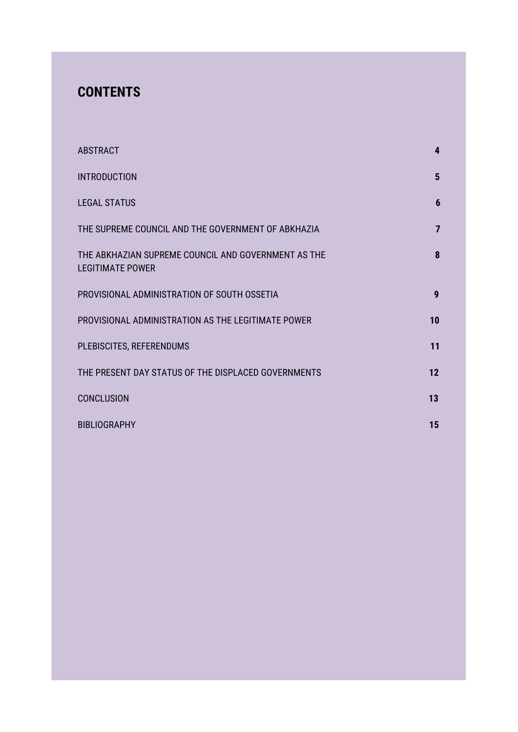## CONTENTS

| | |
|---|---|
| ABSTRACT | **4** |
| INTRODUCTION | **5** |
| LEGAL STATUS | **6** |
| THE SUPREME COUNCIL AND THE GOVERNMENT OF ABKHAZIA | **7** |
| THE ABKHAZIAN SUPREME COUNCIL AND GOVERNMENT AS THE LEGITIMATE POWER | **8** |
| PROVISIONAL ADMINISTRATION OF SOUTH OSSETIA | **9** |
| PROVISIONAL ADMINISTRATION AS THE LEGITIMATE POWER | **10** |
| PLEBISCITES, REFERENDUMS | **11** |
| THE PRESENT DAY STATUS OF THE DISPLACED GOVERNMENTS | **12** |
| CONCLUSION | **13** |
| BIBLIOGRAPHY | **15** |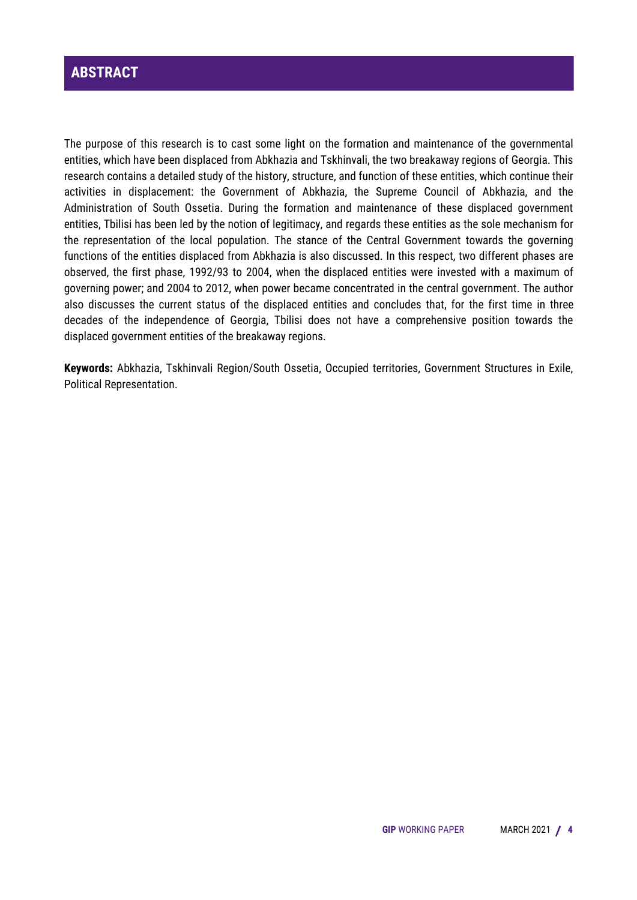## ABSTRACT

The purpose of this research is to cast some light on the formation and maintenance of the governmental entities, which have been displaced from Abkhazia and Tskhinvali, the two breakaway regions of Georgia. This research contains a detailed study of the history, structure, and function of these entities, which continue their activities in displacement: the Government of Abkhazia, the Supreme Council of Abkhazia, and the Administration of South Ossetia. During the formation and maintenance of these displaced government entities, Tbilisi has been led by the notion of legitimacy, and regards these entities as the sole mechanism for the representation of the local population. The stance of the Central Government towards the governing functions of the entities displaced from Abkhazia is also discussed. In this respect, two different phases are observed, the first phase, 1992/93 to 2004, when the displaced entities were invested with a maximum of governing power; and 2004 to 2012, when power became concentrated in the central government. The author also discusses the current status of the displaced entities and concludes that, for the first time in three decades of the independence of Georgia, Tbilisi does not have a comprehensive position towards the displaced government entities of the breakaway regions.

**Keywords:** Abkhazia, Tskhinvali Region/South Ossetia, Occupied territories, Government Structures in Exile, Political Representation.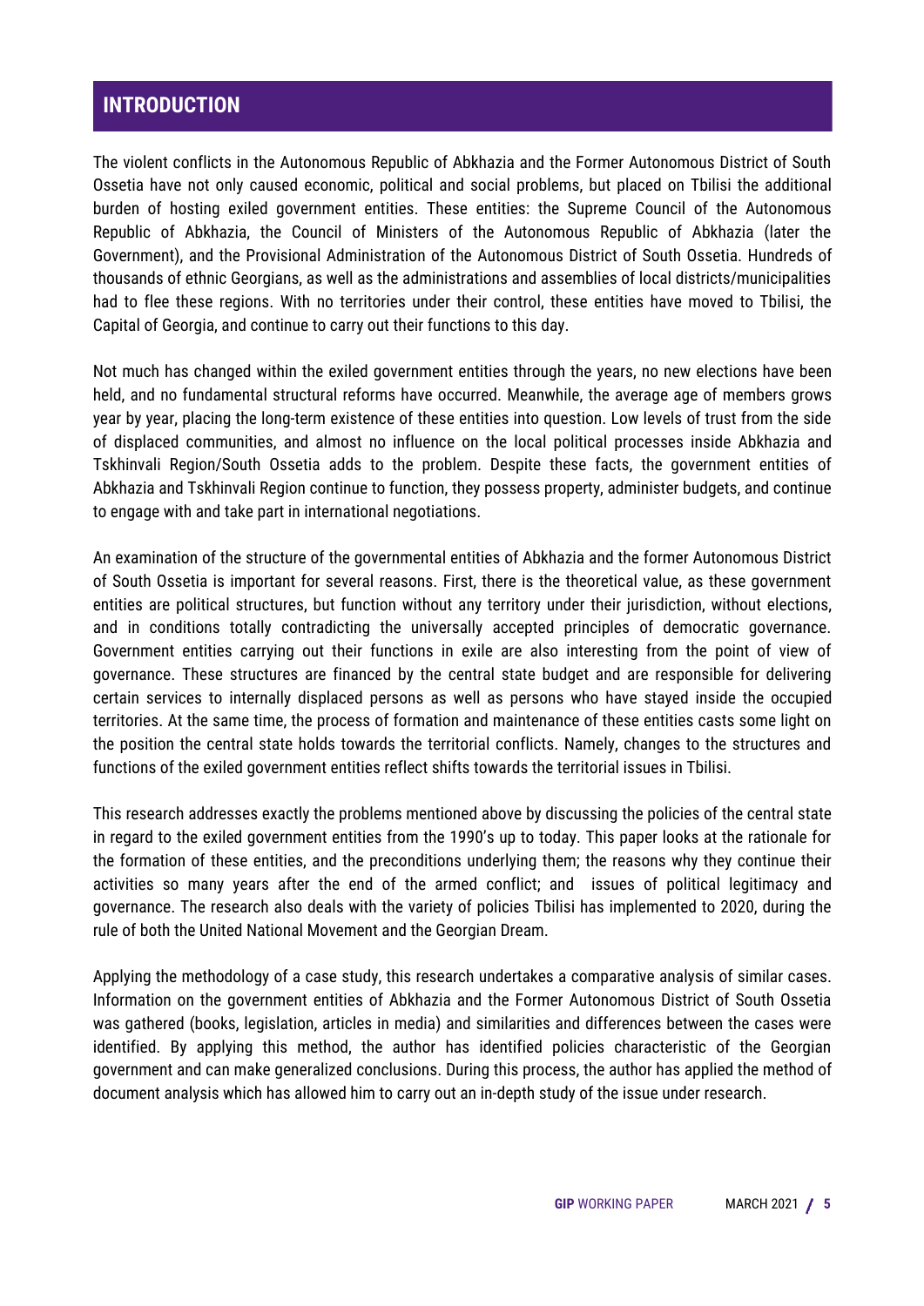# INTRODUCTION

The violent conflicts in the Autonomous Republic of Abkhazia and the Former Autonomous District of South Ossetia have not only caused economic, political and social problems, but placed on Tbilisi the additional burden of hosting exiled government entities. These entities: the Supreme Council of the Autonomous Republic of Abkhazia, the Council of Ministers of the Autonomous Republic of Abkhazia (later the Government), and the Provisional Administration of the Autonomous District of South Ossetia. Hundreds of thousands of ethnic Georgians, as well as the administrations and assemblies of local districts/municipalities had to flee these regions. With no territories under their control, these entities have moved to Tbilisi, the Capital of Georgia, and continue to carry out their functions to this day.

Not much has changed within the exiled government entities through the years, no new elections have been held, and no fundamental structural reforms have occurred. Meanwhile, the average age of members grows year by year, placing the long-term existence of these entities into question. Low levels of trust from the side of displaced communities, and almost no influence on the local political processes inside Abkhazia and Tskhinvali Region/South Ossetia adds to the problem. Despite these facts, the government entities of Abkhazia and Tskhinvali Region continue to function, they possess property, administer budgets, and continue to engage with and take part in international negotiations.

An examination of the structure of the governmental entities of Abkhazia and the former Autonomous District of South Ossetia is important for several reasons. First, there is the theoretical value, as these government entities are political structures, but function without any territory under their jurisdiction, without elections, and in conditions totally contradicting the universally accepted principles of democratic governance. Government entities carrying out their functions in exile are also interesting from the point of view of governance. These structures are financed by the central state budget and are responsible for delivering certain services to internally displaced persons as well as persons who have stayed inside the occupied territories. At the same time, the process of formation and maintenance of these entities casts some light on the position the central state holds towards the territorial conflicts. Namely, changes to the structures and functions of the exiled government entities reflect shifts towards the territorial issues in Tbilisi.

This research addresses exactly the problems mentioned above by discussing the policies of the central state in regard to the exiled government entities from the 1990's up to today. This paper looks at the rationale for the formation of these entities, and the preconditions underlying them; the reasons why they continue their activities so many years after the end of the armed conflict; and issues of political legitimacy and governance. The research also deals with the variety of policies Tbilisi has implemented to 2020, during the rule of both the United National Movement and the Georgian Dream.

Applying the methodology of a case study, this research undertakes a comparative analysis of similar cases. Information on the government entities of Abkhazia and the Former Autonomous District of South Ossetia was gathered (books, legislation, articles in media) and similarities and differences between the cases were identified. By applying this method, the author has identified policies characteristic of the Georgian government and can make generalized conclusions. During this process, the author has applied the method of document analysis which has allowed him to carry out an in-depth study of the issue under research.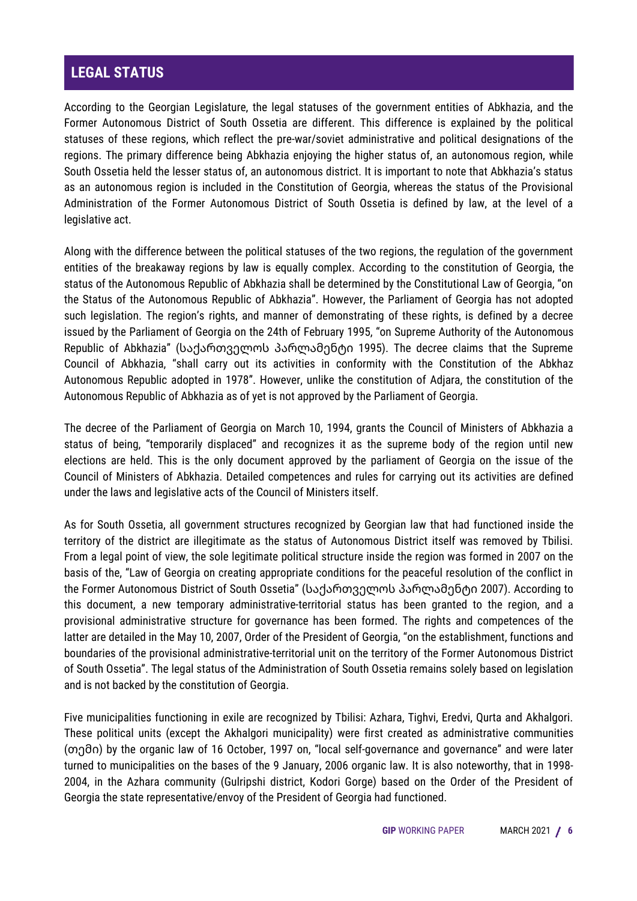## LEGAL STATUS

According to the Georgian Legislature, the legal statuses of the government entities of Abkhazia, and the Former Autonomous District of South Ossetia are different. This difference is explained by the political statuses of these regions, which reflect the pre-war/soviet administrative and political designations of the regions. The primary difference being Abkhazia enjoying the higher status of, an autonomous region, while South Ossetia held the lesser status of, an autonomous district. It is important to note that Abkhazia's status as an autonomous region is included in the Constitution of Georgia, whereas the status of the Provisional Administration of the Former Autonomous District of South Ossetia is defined by law, at the level of a legislative act.

Along with the difference between the political statuses of the two regions, the regulation of the government entities of the breakaway regions by law is equally complex. According to the constitution of Georgia, the status of the Autonomous Republic of Abkhazia shall be determined by the Constitutional Law of Georgia, "on the Status of the Autonomous Republic of Abkhazia". However, the Parliament of Georgia has not adopted such legislation. The region's rights, and manner of demonstrating of these rights, is defined by a decree issued by the Parliament of Georgia on the 24th of February 1995, "on Supreme Authority of the Autonomous Republic of Abkhazia" (საქართველოს პარლამენტი 1995). The decree claims that the Supreme Council of Abkhazia, "shall carry out its activities in conformity with the Constitution of the Abkhaz Autonomous Republic adopted in 1978". However, unlike the constitution of Adjara, the constitution of the Autonomous Republic of Abkhazia as of yet is not approved by the Parliament of Georgia.

The decree of the Parliament of Georgia on March 10, 1994, grants the Council of Ministers of Abkhazia a status of being, "temporarily displaced" and recognizes it as the supreme body of the region until new elections are held. This is the only document approved by the parliament of Georgia on the issue of the Council of Ministers of Abkhazia. Detailed competences and rules for carrying out its activities are defined under the laws and legislative acts of the Council of Ministers itself.

As for South Ossetia, all government structures recognized by Georgian law that had functioned inside the territory of the district are illegitimate as the status of Autonomous District itself was removed by Tbilisi. From a legal point of view, the sole legitimate political structure inside the region was formed in 2007 on the basis of the, "Law of Georgia on creating appropriate conditions for the peaceful resolution of the conflict in the Former Autonomous District of South Ossetia" (საქართველოს პარლამენტი 2007). According to this document, a new temporary administrative-territorial status has been granted to the region, and a provisional administrative structure for governance has been formed. The rights and competences of the latter are detailed in the May 10, 2007, Order of the President of Georgia, "on the establishment, functions and boundaries of the provisional administrative-territorial unit on the territory of the Former Autonomous District of South Ossetia". The legal status of the Administration of South Ossetia remains solely based on legislation and is not backed by the constitution of Georgia.

Five municipalities functioning in exile are recognized by Tbilisi: Azhara, Tighvi, Eredvi, Qurta and Akhalgori. These political units (except the Akhalgori municipality) were first created as administrative communities (თემი) by the organic law of 16 October, 1997 on, "local self-governance and governance" and were later turned to municipalities on the bases of the 9 January, 2006 organic law. It is also noteworthy, that in 1998-2004, in the Azhara community (Gulripshi district, Kodori Gorge) based on the Order of the President of Georgia the state representative/envoy of the President of Georgia had functioned.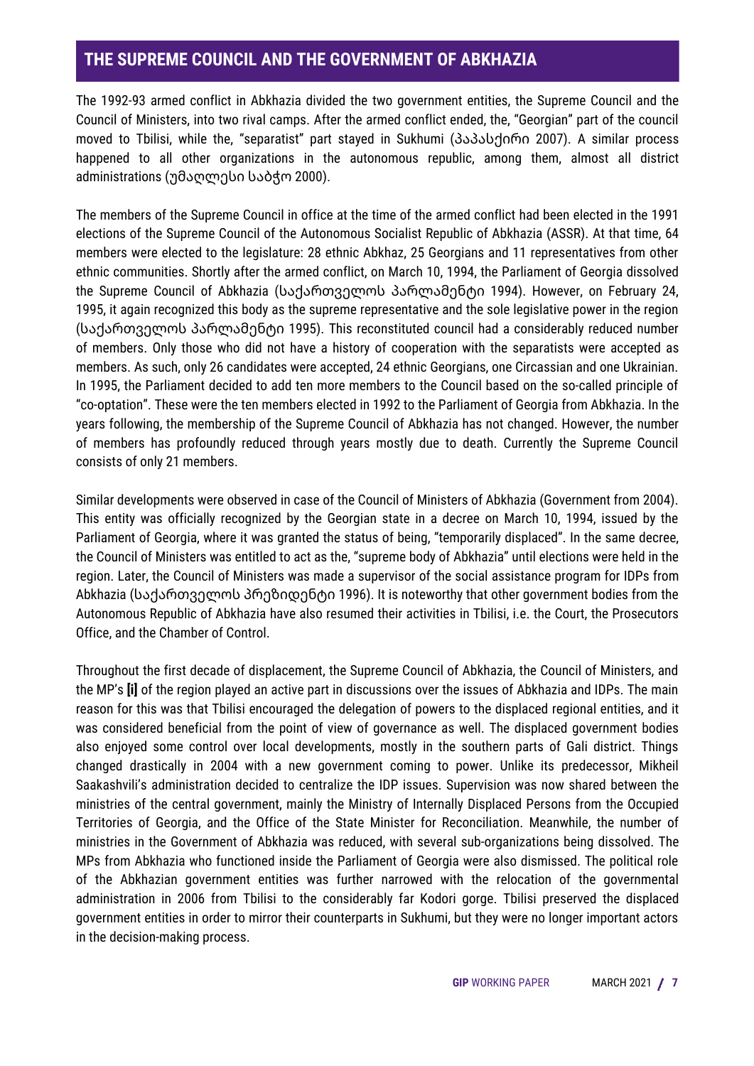## THE SUPREME COUNCIL AND THE GOVERNMENT OF ABKHAZIA

The 1992-93 armed conflict in Abkhazia divided the two government entities, the Supreme Council and the Council of Ministers, into two rival camps. After the armed conflict ended, the, "Georgian" part of the council moved to Tbilisi, while the, "separatist" part stayed in Sukhumi (პაპასქირი 2007). A similar process happened to all other organizations in the autonomous republic, among them, almost all district administrations (უმაღლესი საბჭო 2000).

The members of the Supreme Council in office at the time of the armed conflict had been elected in the 1991 elections of the Supreme Council of the Autonomous Socialist Republic of Abkhazia (ASSR). At that time, 64 members were elected to the legislature: 28 ethnic Abkhaz, 25 Georgians and 11 representatives from other ethnic communities. Shortly after the armed conflict, on March 10, 1994, the Parliament of Georgia dissolved the Supreme Council of Abkhazia (საქართველოს პარლამენტი 1994). However, on February 24, 1995, it again recognized this body as the supreme representative and the sole legislative power in the region (საქართველოს პარლამენტი 1995). This reconstituted council had a considerably reduced number of members. Only those who did not have a history of cooperation with the separatists were accepted as members. As such, only 26 candidates were accepted, 24 ethnic Georgians, one Circassian and one Ukrainian. In 1995, the Parliament decided to add ten more members to the Council based on the so-called principle of "co-optation". These were the ten members elected in 1992 to the Parliament of Georgia from Abkhazia. In the years following, the membership of the Supreme Council of Abkhazia has not changed. However, the number of members has profoundly reduced through years mostly due to death. Currently the Supreme Council consists of only 21 members.

Similar developments were observed in case of the Council of Ministers of Abkhazia (Government from 2004). This entity was officially recognized by the Georgian state in a decree on March 10, 1994, issued by the Parliament of Georgia, where it was granted the status of being, "temporarily displaced". In the same decree, the Council of Ministers was entitled to act as the, "supreme body of Abkhazia" until elections were held in the region. Later, the Council of Ministers was made a supervisor of the social assistance program for IDPs from Abkhazia (საქართველოს პრეზიდენტი 1996). It is noteworthy that other government bodies from the Autonomous Republic of Abkhazia have also resumed their activities in Tbilisi, i.e. the Court, the Prosecutors Office, and the Chamber of Control.

Throughout the first decade of displacement, the Supreme Council of Abkhazia, the Council of Ministers, and the MP's **[i]** of the region played an active part in discussions over the issues of Abkhazia and IDPs. The main reason for this was that Tbilisi encouraged the delegation of powers to the displaced regional entities, and it was considered beneficial from the point of view of governance as well. The displaced government bodies also enjoyed some control over local developments, mostly in the southern parts of Gali district. Things changed drastically in 2004 with a new government coming to power. Unlike its predecessor, Mikheil Saakashvili's administration decided to centralize the IDP issues. Supervision was now shared between the ministries of the central government, mainly the Ministry of Internally Displaced Persons from the Occupied Territories of Georgia, and the Office of the State Minister for Reconciliation. Meanwhile, the number of ministries in the Government of Abkhazia was reduced, with several sub-organizations being dissolved. The MPs from Abkhazia who functioned inside the Parliament of Georgia were also dismissed. The political role of the Abkhazian government entities was further narrowed with the relocation of the governmental administration in 2006 from Tbilisi to the considerably far Kodori gorge. Tbilisi preserved the displaced government entities in order to mirror their counterparts in Sukhumi, but they were no longer important actors in the decision-making process.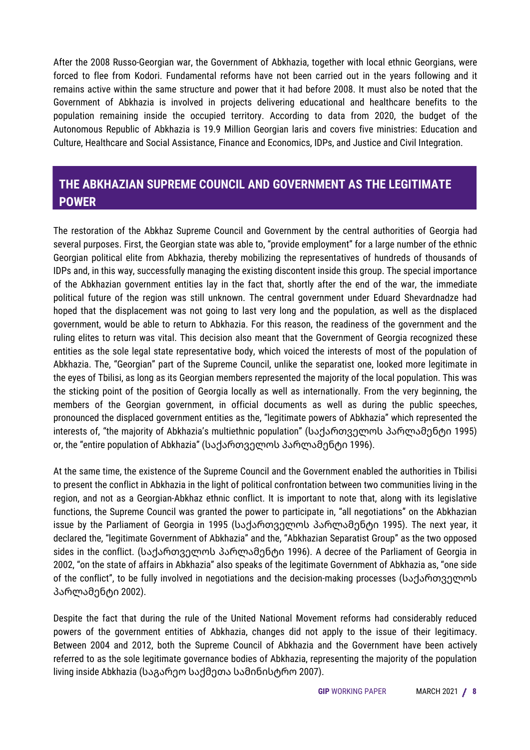After the 2008 Russo-Georgian war, the Government of Abkhazia, together with local ethnic Georgians, were forced to flee from Kodori. Fundamental reforms have not been carried out in the years following and it remains active within the same structure and power that it had before 2008. It must also be noted that the Government of Abkhazia is involved in projects delivering educational and healthcare benefits to the population remaining inside the occupied territory. According to data from 2020, the budget of the Autonomous Republic of Abkhazia is 19.9 Million Georgian laris and covers five ministries: Education and Culture, Healthcare and Social Assistance, Finance and Economics, IDPs, and Justice and Civil Integration.

## THE ABKHAZIAN SUPREME COUNCIL AND GOVERNMENT AS THE LEGITIMATE POWER

The restoration of the Abkhaz Supreme Council and Government by the central authorities of Georgia had several purposes. First, the Georgian state was able to, "provide employment" for a large number of the ethnic Georgian political elite from Abkhazia, thereby mobilizing the representatives of hundreds of thousands of IDPs and, in this way, successfully managing the existing discontent inside this group. The special importance of the Abkhazian government entities lay in the fact that, shortly after the end of the war, the immediate political future of the region was still unknown. The central government under Eduard Shevardnadze had hoped that the displacement was not going to last very long and the population, as well as the displaced government, would be able to return to Abkhazia. For this reason, the readiness of the government and the ruling elites to return was vital. This decision also meant that the Government of Georgia recognized these entities as the sole legal state representative body, which voiced the interests of most of the population of Abkhazia. The, "Georgian" part of the Supreme Council, unlike the separatist one, looked more legitimate in the eyes of Tbilisi, as long as its Georgian members represented the majority of the local population. This was the sticking point of the position of Georgia locally as well as internationally. From the very beginning, the members of the Georgian government, in official documents as well as during the public speeches, pronounced the displaced government entities as the, "legitimate powers of Abkhazia" which represented the interests of, "the majority of Abkhazia's multiethnic population" (საქართველოს პარლამენტი 1995) or, the "entire population of Abkhazia" (საქართველოს პარლამენტი 1996).

At the same time, the existence of the Supreme Council and the Government enabled the authorities in Tbilisi to present the conflict in Abkhazia in the light of political confrontation between two communities living in the region, and not as a Georgian-Abkhaz ethnic conflict. It is important to note that, along with its legislative functions, the Supreme Council was granted the power to participate in, "all negotiations" on the Abkhazian issue by the Parliament of Georgia in 1995 (საქართველოს პარლამენტი 1995). The next year, it declared the, "legitimate Government of Abkhazia" and the, "Abkhazian Separatist Group" as the two opposed sides in the conflict. (საქართველოს პარლამენტი 1996). A decree of the Parliament of Georgia in 2002, "on the state of affairs in Abkhazia" also speaks of the legitimate Government of Abkhazia as, "one side of the conflict", to be fully involved in negotiations and the decision-making processes (საქართველოს პარლამენტი 2002).

Despite the fact that during the rule of the United National Movement reforms had considerably reduced powers of the government entities of Abkhazia, changes did not apply to the issue of their legitimacy. Between 2004 and 2012, both the Supreme Council of Abkhazia and the Government have been actively referred to as the sole legitimate governance bodies of Abkhazia, representing the majority of the population living inside Abkhazia (საგარეო საქმეთა სამინისტრო 2007).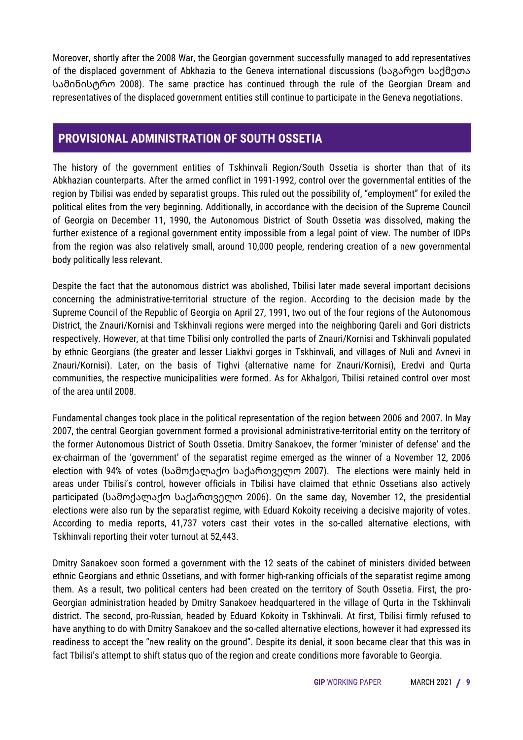Moreover, shortly after the 2008 War, the Georgian government successfully managed to add representatives of the displaced government of Abkhazia to the Geneva international discussions (საგარეო საქმეთა სამინისტრო 2008). The same practice has continued through the rule of the Georgian Dream and representatives of the displaced government entities still continue to participate in the Geneva negotiations.

## PROVISIONAL ADMINISTRATION OF SOUTH OSSETIA

The history of the government entities of Tskhinvali Region/South Ossetia is shorter than that of its Abkhazian counterparts. After the armed conflict in 1991-1992, control over the governmental entities of the region by Tbilisi was ended by separatist groups. This ruled out the possibility of, "employment" for exiled the political elites from the very beginning. Additionally, in accordance with the decision of the Supreme Council of Georgia on December 11, 1990, the Autonomous District of South Ossetia was dissolved, making the further existence of a regional government entity impossible from a legal point of view. The number of IDPs from the region was also relatively small, around 10,000 people, rendering creation of a new governmental body politically less relevant.

Despite the fact that the autonomous district was abolished, Tbilisi later made several important decisions concerning the administrative-territorial structure of the region. According to the decision made by the Supreme Council of the Republic of Georgia on April 27, 1991, two out of the four regions of the Autonomous District, the Znauri/Kornisi and Tskhinvali regions were merged into the neighboring Qareli and Gori districts respectively. However, at that time Tbilisi only controlled the parts of Znauri/Kornisi and Tskhinvali populated by ethnic Georgians (the greater and lesser Liakhvi gorges in Tskhinvali, and villages of Nuli and Avnevi in Znauri/Kornisi). Later, on the basis of Tighvi (alternative name for Znauri/Kornisi), Eredvi and Qurta communities, the respective municipalities were formed. As for Akhalgori, Tbilisi retained control over most of the area until 2008.

Fundamental changes took place in the political representation of the region between 2006 and 2007. In May 2007, the central Georgian government formed a provisional administrative-territorial entity on the territory of the former Autonomous District of South Ossetia. Dmitry Sanakoev, the former 'minister of defense' and the ex-chairman of the 'government' of the separatist regime emerged as the winner of a November 12, 2006 election with 94% of votes (სამოქალაქო საქართველო 2007). The elections were mainly held in areas under Tbilisi's control, however officials in Tbilisi have claimed that ethnic Ossetians also actively participated (სამოქალაქო საქართველო 2006). On the same day, November 12, the presidential elections were also run by the separatist regime, with Eduard Kokoity receiving a decisive majority of votes. According to media reports, 41,737 voters cast their votes in the so-called alternative elections, with Tskhinvali reporting their voter turnout at 52,443.

Dmitry Sanakoev soon formed a government with the 12 seats of the cabinet of ministers divided between ethnic Georgians and ethnic Ossetians, and with former high-ranking officials of the separatist regime among them. As a result, two political centers had been created on the territory of South Ossetia. First, the pro-Georgian administration headed by Dmitry Sanakoev headquartered in the village of Qurta in the Tskhinvali district. The second, pro-Russian, headed by Eduard Kokoity in Tskhinvali. At first, Tbilisi firmly refused to have anything to do with Dmitry Sanakoev and the so-called alternative elections, however it had expressed its readiness to accept the "new reality on the ground". Despite its denial, it soon became clear that this was in fact Tbilisi's attempt to shift status quo of the region and create conditions more favorable to Georgia.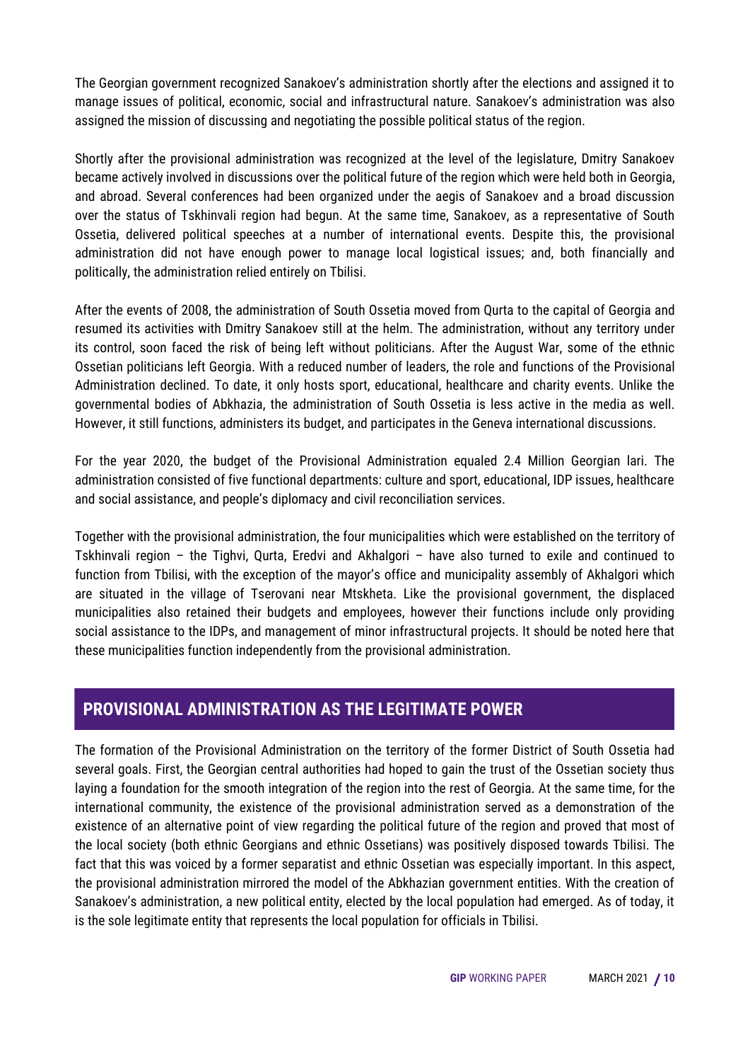The Georgian government recognized Sanakoev's administration shortly after the elections and assigned it to manage issues of political, economic, social and infrastructural nature. Sanakoev's administration was also assigned the mission of discussing and negotiating the possible political status of the region.

Shortly after the provisional administration was recognized at the level of the legislature, Dmitry Sanakoev became actively involved in discussions over the political future of the region which were held both in Georgia, and abroad. Several conferences had been organized under the aegis of Sanakoev and a broad discussion over the status of Tskhinvali region had begun. At the same time, Sanakoev, as a representative of South Ossetia, delivered political speeches at a number of international events. Despite this, the provisional administration did not have enough power to manage local logistical issues; and, both financially and politically, the administration relied entirely on Tbilisi.

After the events of 2008, the administration of South Ossetia moved from Qurta to the capital of Georgia and resumed its activities with Dmitry Sanakoev still at the helm. The administration, without any territory under its control, soon faced the risk of being left without politicians. After the August War, some of the ethnic Ossetian politicians left Georgia. With a reduced number of leaders, the role and functions of the Provisional Administration declined. To date, it only hosts sport, educational, healthcare and charity events. Unlike the governmental bodies of Abkhazia, the administration of South Ossetia is less active in the media as well. However, it still functions, administers its budget, and participates in the Geneva international discussions.

For the year 2020, the budget of the Provisional Administration equaled 2.4 Million Georgian lari. The administration consisted of five functional departments: culture and sport, educational, IDP issues, healthcare and social assistance, and people's diplomacy and civil reconciliation services.

Together with the provisional administration, the four municipalities which were established on the territory of Tskhinvali region – the Tighvi, Qurta, Eredvi and Akhalgori – have also turned to exile and continued to function from Tbilisi, with the exception of the mayor's office and municipality assembly of Akhalgori which are situated in the village of Tserovani near Mtskheta. Like the provisional government, the displaced municipalities also retained their budgets and employees, however their functions include only providing social assistance to the IDPs, and management of minor infrastructural projects. It should be noted here that these municipalities function independently from the provisional administration.

## PROVISIONAL ADMINISTRATION AS THE LEGITIMATE POWER

The formation of the Provisional Administration on the territory of the former District of South Ossetia had several goals. First, the Georgian central authorities had hoped to gain the trust of the Ossetian society thus laying a foundation for the smooth integration of the region into the rest of Georgia. At the same time, for the international community, the existence of the provisional administration served as a demonstration of the existence of an alternative point of view regarding the political future of the region and proved that most of the local society (both ethnic Georgians and ethnic Ossetians) was positively disposed towards Tbilisi. The fact that this was voiced by a former separatist and ethnic Ossetian was especially important. In this aspect, the provisional administration mirrored the model of the Abkhazian government entities. With the creation of Sanakoev's administration, a new political entity, elected by the local population had emerged. As of today, it is the sole legitimate entity that represents the local population for officials in Tbilisi.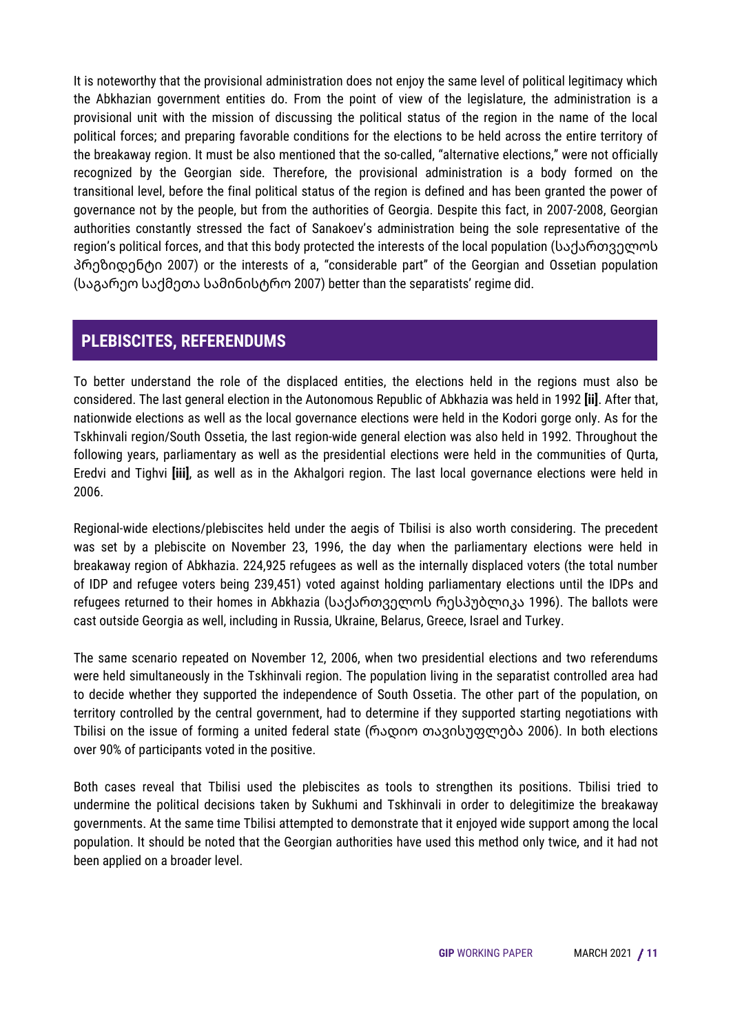It is noteworthy that the provisional administration does not enjoy the same level of political legitimacy which the Abkhazian government entities do. From the point of view of the legislature, the administration is a provisional unit with the mission of discussing the political status of the region in the name of the local political forces; and preparing favorable conditions for the elections to be held across the entire territory of the breakaway region. It must be also mentioned that the so-called, "alternative elections," were not officially recognized by the Georgian side. Therefore, the provisional administration is a body formed on the transitional level, before the final political status of the region is defined and has been granted the power of governance not by the people, but from the authorities of Georgia. Despite this fact, in 2007-2008, Georgian authorities constantly stressed the fact of Sanakoev's administration being the sole representative of the region's political forces, and that this body protected the interests of the local population (საქართველოს პრეზიდენტი 2007) or the interests of a, "considerable part" of the Georgian and Ossetian population (საგარეო საქმეთა სამინისტრო 2007) better than the separatists' regime did.

## PLEBISCITES, REFERENDUMS

To better understand the role of the displaced entities, the elections held in the regions must also be considered. The last general election in the Autonomous Republic of Abkhazia was held in 1992 **[ii]**. After that, nationwide elections as well as the local governance elections were held in the Kodori gorge only. As for the Tskhinvali region/South Ossetia, the last region-wide general election was also held in 1992. Throughout the following years, parliamentary as well as the presidential elections were held in the communities of Qurta, Eredvi and Tighvi **[iii]**, as well as in the Akhalgori region. The last local governance elections were held in 2006.

Regional-wide elections/plebiscites held under the aegis of Tbilisi is also worth considering. The precedent was set by a plebiscite on November 23, 1996, the day when the parliamentary elections were held in breakaway region of Abkhazia. 224,925 refugees as well as the internally displaced voters (the total number of IDP and refugee voters being 239,451) voted against holding parliamentary elections until the IDPs and refugees returned to their homes in Abkhazia (საქართველოს რესპუბლიკა 1996). The ballots were cast outside Georgia as well, including in Russia, Ukraine, Belarus, Greece, Israel and Turkey.

The same scenario repeated on November 12, 2006, when two presidential elections and two referendums were held simultaneously in the Tskhinvali region. The population living in the separatist controlled area had to decide whether they supported the independence of South Ossetia. The other part of the population, on territory controlled by the central government, had to determine if they supported starting negotiations with Tbilisi on the issue of forming a united federal state (რადიო თავისუფლება 2006). In both elections over 90% of participants voted in the positive.

Both cases reveal that Tbilisi used the plebiscites as tools to strengthen its positions. Tbilisi tried to undermine the political decisions taken by Sukhumi and Tskhinvali in order to delegitimize the breakaway governments. At the same time Tbilisi attempted to demonstrate that it enjoyed wide support among the local population. It should be noted that the Georgian authorities have used this method only twice, and it had not been applied on a broader level.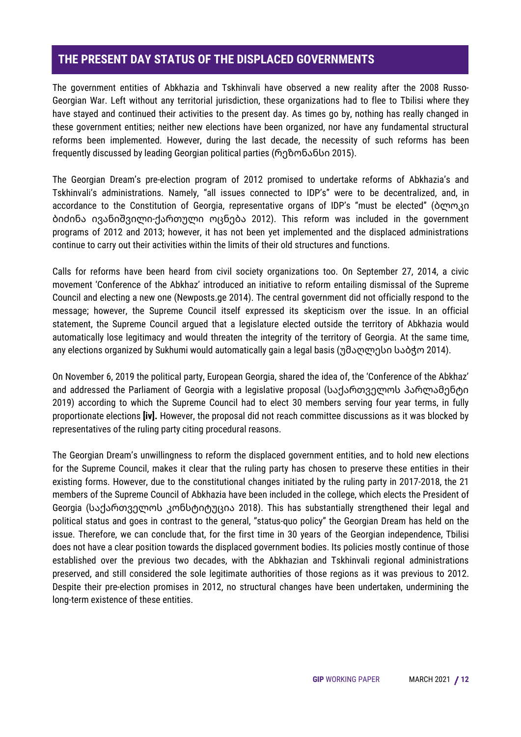## THE PRESENT DAY STATUS OF THE DISPLACED GOVERNMENTS

The government entities of Abkhazia and Tskhinvali have observed a new reality after the 2008 Russo-Georgian War. Left without any territorial jurisdiction, these organizations had to flee to Tbilisi where they have stayed and continued their activities to the present day. As times go by, nothing has really changed in these government entities; neither new elections have been organized, nor have any fundamental structural reforms been implemented. However, during the last decade, the necessity of such reforms has been frequently discussed by leading Georgian political parties (რეზონანსი 2015).

The Georgian Dream's pre-election program of 2012 promised to undertake reforms of Abkhazia's and Tskhinvali's administrations. Namely, "all issues connected to IDP's" were to be decentralized, and, in accordance to the Constitution of Georgia, representative organs of IDP's "must be elected" (ბლოკი ბიძინა ივანიშვილი-ქართული ოცნება 2012). This reform was included in the government programs of 2012 and 2013; however, it has not been yet implemented and the displaced administrations continue to carry out their activities within the limits of their old structures and functions.

Calls for reforms have been heard from civil society organizations too. On September 27, 2014, a civic movement 'Conference of the Abkhaz' introduced an initiative to reform entailing dismissal of the Supreme Council and electing a new one (Newposts.ge 2014). The central government did not officially respond to the message; however, the Supreme Council itself expressed its skepticism over the issue. In an official statement, the Supreme Council argued that a legislature elected outside the territory of Abkhazia would automatically lose legitimacy and would threaten the integrity of the territory of Georgia. At the same time, any elections organized by Sukhumi would automatically gain a legal basis (უმაღლესი საბჭო 2014).

On November 6, 2019 the political party, European Georgia, shared the idea of, the 'Conference of the Abkhaz' and addressed the Parliament of Georgia with a legislative proposal (საქართველოს პარლამენტი 2019) according to which the Supreme Council had to elect 30 members serving four year terms, in fully proportionate elections **[iv].** However, the proposal did not reach committee discussions as it was blocked by representatives of the ruling party citing procedural reasons.

The Georgian Dream's unwillingness to reform the displaced government entities, and to hold new elections for the Supreme Council, makes it clear that the ruling party has chosen to preserve these entities in their existing forms. However, due to the constitutional changes initiated by the ruling party in 2017-2018, the 21 members of the Supreme Council of Abkhazia have been included in the college, which elects the President of Georgia (საქართველოს კონსტიტუცია 2018). This has substantially strengthened their legal and political status and goes in contrast to the general, "status-quo policy" the Georgian Dream has held on the issue. Therefore, we can conclude that, for the first time in 30 years of the Georgian independence, Tbilisi does not have a clear position towards the displaced government bodies. Its policies mostly continue of those established over the previous two decades, with the Abkhazian and Tskhinvali regional administrations preserved, and still considered the sole legitimate authorities of those regions as it was previous to 2012. Despite their pre-election promises in 2012, no structural changes have been undertaken, undermining the long-term existence of these entities.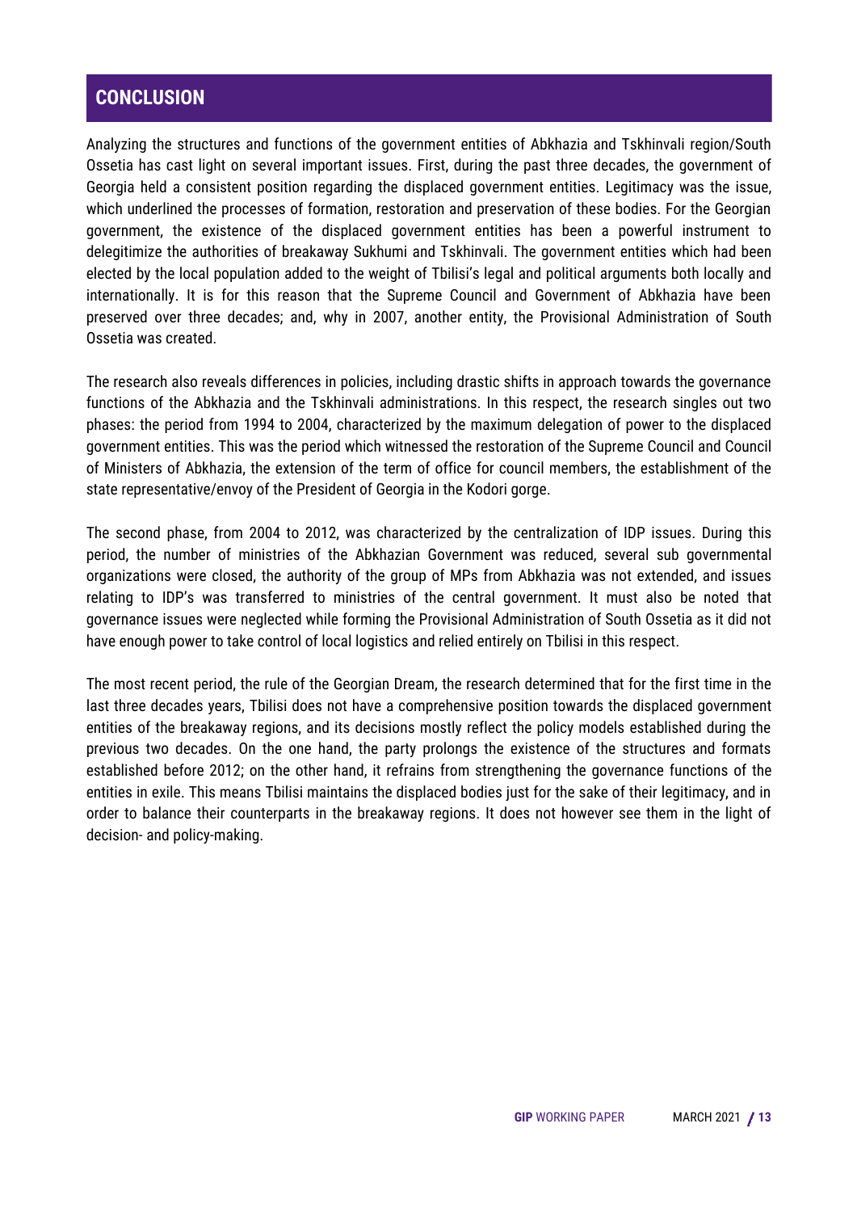## CONCLUSION

Analyzing the structures and functions of the government entities of Abkhazia and Tskhinvali region/South Ossetia has cast light on several important issues. First, during the past three decades, the government of Georgia held a consistent position regarding the displaced government entities. Legitimacy was the issue, which underlined the processes of formation, restoration and preservation of these bodies. For the Georgian government, the existence of the displaced government entities has been a powerful instrument to delegitimize the authorities of breakaway Sukhumi and Tskhinvali. The government entities which had been elected by the local population added to the weight of Tbilisi's legal and political arguments both locally and internationally. It is for this reason that the Supreme Council and Government of Abkhazia have been preserved over three decades; and, why in 2007, another entity, the Provisional Administration of South Ossetia was created.

The research also reveals differences in policies, including drastic shifts in approach towards the governance functions of the Abkhazia and the Tskhinvali administrations. In this respect, the research singles out two phases: the period from 1994 to 2004, characterized by the maximum delegation of power to the displaced government entities. This was the period which witnessed the restoration of the Supreme Council and Council of Ministers of Abkhazia, the extension of the term of office for council members, the establishment of the state representative/envoy of the President of Georgia in the Kodori gorge.

The second phase, from 2004 to 2012, was characterized by the centralization of IDP issues. During this period, the number of ministries of the Abkhazian Government was reduced, several sub governmental organizations were closed, the authority of the group of MPs from Abkhazia was not extended, and issues relating to IDP's was transferred to ministries of the central government. It must also be noted that governance issues were neglected while forming the Provisional Administration of South Ossetia as it did not have enough power to take control of local logistics and relied entirely on Tbilisi in this respect.

The most recent period, the rule of the Georgian Dream, the research determined that for the first time in the last three decades years, Tbilisi does not have a comprehensive position towards the displaced government entities of the breakaway regions, and its decisions mostly reflect the policy models established during the previous two decades. On the one hand, the party prolongs the existence of the structures and formats established before 2012; on the other hand, it refrains from strengthening the governance functions of the entities in exile. This means Tbilisi maintains the displaced bodies just for the sake of their legitimacy, and in order to balance their counterparts in the breakaway regions. It does not however see them in the light of decision- and policy-making.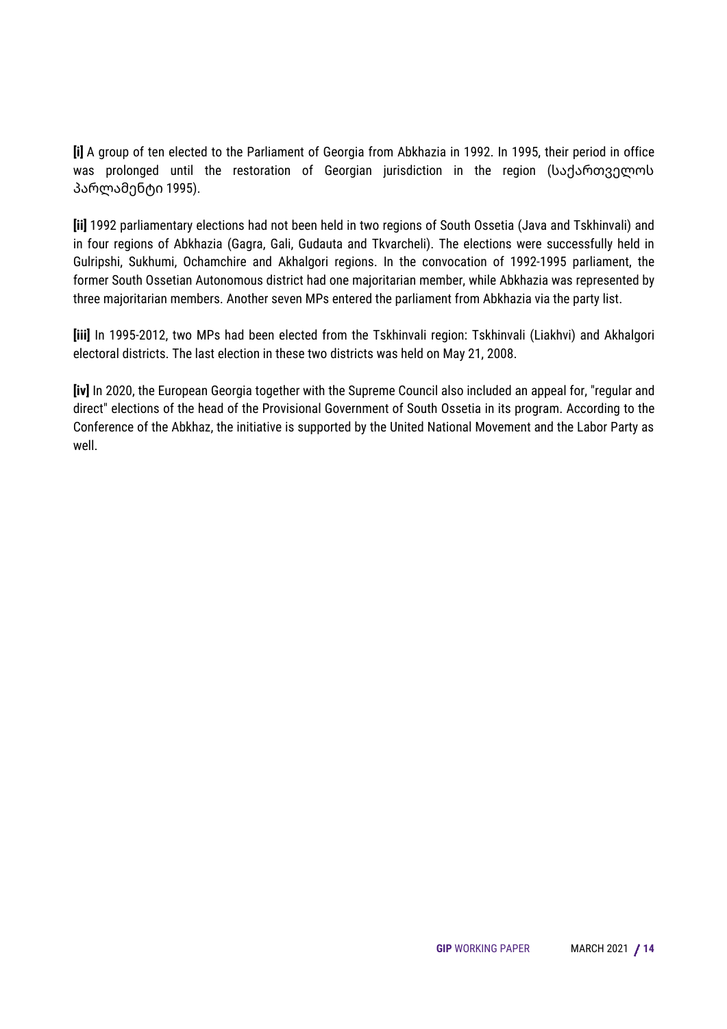**[i]** A group of ten elected to the Parliament of Georgia from Abkhazia in 1992. In 1995, their period in office was prolonged until the restoration of Georgian jurisdiction in the region (საქართველოს პარლამენტი 1995).

**[ii]** 1992 parliamentary elections had not been held in two regions of South Ossetia (Java and Tskhinvali) and in four regions of Abkhazia (Gagra, Gali, Gudauta and Tkvarcheli). The elections were successfully held in Gulripshi, Sukhumi, Ochamchire and Akhalgori regions. In the convocation of 1992-1995 parliament, the former South Ossetian Autonomous district had one majoritarian member, while Abkhazia was represented by three majoritarian members. Another seven MPs entered the parliament from Abkhazia via the party list.

**[iii]** In 1995-2012, two MPs had been elected from the Tskhinvali region: Tskhinvali (Liakhvi) and Akhalgori electoral districts. The last election in these two districts was held on May 21, 2008.

**[iv]** In 2020, the European Georgia together with the Supreme Council also included an appeal for, "regular and direct" elections of the head of the Provisional Government of South Ossetia in its program. According to the Conference of the Abkhaz, the initiative is supported by the United National Movement and the Labor Party as well.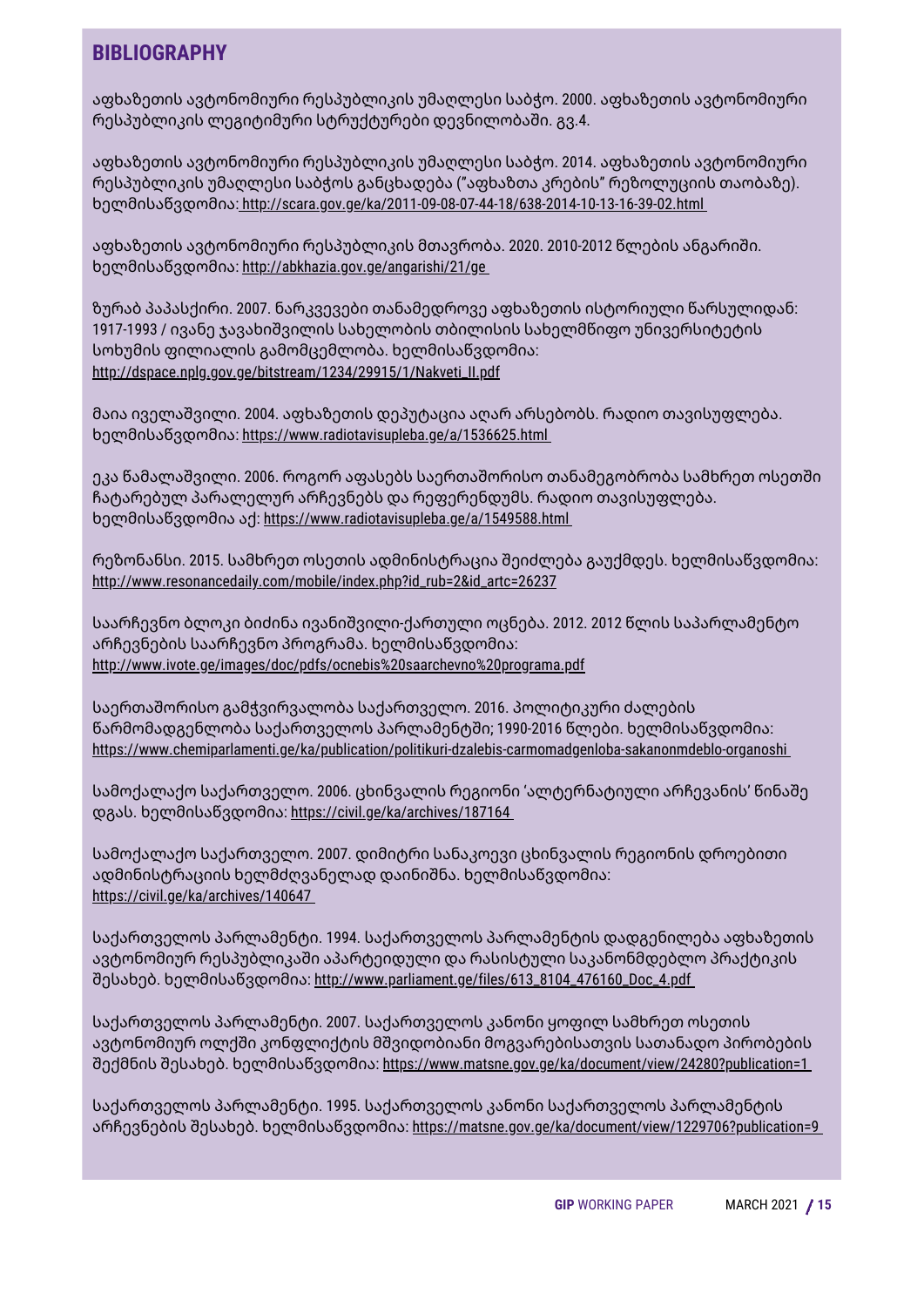## BIBLIOGRAPHY

აფხაზეთის ავტონომიური რესპუბლიკის უმაღლესი საბჭო. 2000. აფხაზეთის ავტონომიური რესპუბლიკის ლეგიტიმური სტრუქტურები დევნილობაში. გვ.4.

აფხაზეთის ავტონომიური რესპუბლიკის უმაღლესი საბჭო. 2014. აფხაზეთის ავტონომიური რესპუბლიკის უმაღლესი საბჭოს განცხადება ("აფხაზთა კრების" რეზოლუციის თაობაზე). ხელმისაწვდომია: http://scara.gov.ge/ka/2011-09-08-07-44-18/638-2014-10-13-16-39-02.html

აფხაზეთის ავტონომიური რესპუბლიკის მთავრობა. 2020. 2010-2012 წლების ანგარიში. ხელმისაწვდომია: http://abkhazia.gov.ge/angarishi/21/ge

ზურაბ პაპასქირი. 2007. ნარკვევები თანამედროვე აფხაზეთის ისტორიული წარსულიდან: 1917-1993 / ივანე ჯავახიშვილის სახელობის თბილისის სახელმწიფო უნივერსიტეტის სოხუმის ფილიალის გამომცემლობა. ხელმისაწვდომია: http://dspace.nplg.gov.ge/bitstream/1234/29915/1/Nakveti_II.pdf

მაია იველაშვილი. 2004. აფხაზეთის დეპუტაცია აღარ არსებობს. რადიო თავისუფლება. ხელმისაწვდომია: https://www.radiotavisupleba.ge/a/1536625.html

ეკა წამალაშვილი. 2006. როგორ აფასებს საერთაშორისო თანამეგობრობა სამხრეთ ოსეთში ჩატარებულ პარალელურ არჩევნებს და რეფერენდუმს. რადიო თავისუფლება. ხელმისაწვდომია აქ: https://www.radiotavisupleba.ge/a/1549588.html

რეზონანსი. 2015. სამხრეთ ოსეთის ადმინისტრაცია შეიძლება გაუქმდეს. ხელმისაწვდომია: http://www.resonancedaily.com/mobile/index.php?id_rub=2&id_artc=26237

საარჩევნო ბლოკი ბიძინა ივანიშვილი-ქართული ოცნება. 2012. 2012 წლის საპარლამენტო არჩევნების საარჩევნო პროგრამა. ხელმისაწვდომია: http://www.ivote.ge/images/doc/pdfs/ocnebis%20saarchevno%20programa.pdf

საერთაშორისო გამჭვირვალობა საქართველო. 2016. პოლიტიკური ძალების წარმომადგენლობა საქართველოს პარლამენტში; 1990-2016 წლები. ხელმისაწვდომია: https://www.chemiparlamenti.ge/ka/publication/politikuri-dzalebis-carmomadgenloba-sakanonmdeblo-organoshi

სამოქალაქო საქართველო. 2006. ცხინვალის რეგიონი 'ალტერნატიული არჩევანის' წინაშე დგას. ხელმისაწვდომია: https://civil.ge/ka/archives/187164

სამოქალაქო საქართველო. 2007. დიმიტრი სანაკოევი ცხინვალის რეგიონის დროებითი ადმინისტრაციის ხელმძღვანელად დაინიშნა. ხელმისაწვდომია: https://civil.ge/ka/archives/140647

საქართველოს პარლამენტი. 1994. საქართველოს პარლამენტის დადგენილება აფხაზეთის ავტონომიურ რესპუბლიკაში აპარტეიდული და რასისტული საკანონმდებლო პრაქტიკის შესახებ. ხელმისაწვდომია: http://www.parliament.ge/files/613_8104_476160_Doc_4.pdf

საქართველოს პარლამენტი. 2007. საქართველოს კანონი ყოფილ სამხრეთ ოსეთის ავტონომიურ ოლქში კონფლიქტის მშვიდობიანი მოგვარებისათვის სათანადო პირობების შექმნის შესახებ. ხელმისაწვდომია: https://www.matsne.gov.ge/ka/document/view/24280?publication=1

საქართველოს პარლამენტი. 1995. საქართველოს კანონი საქართველოს პარლამენტის არჩევნების შესახებ. ხელმისაწვდომია: https://matsne.gov.ge/ka/document/view/1229706?publication=9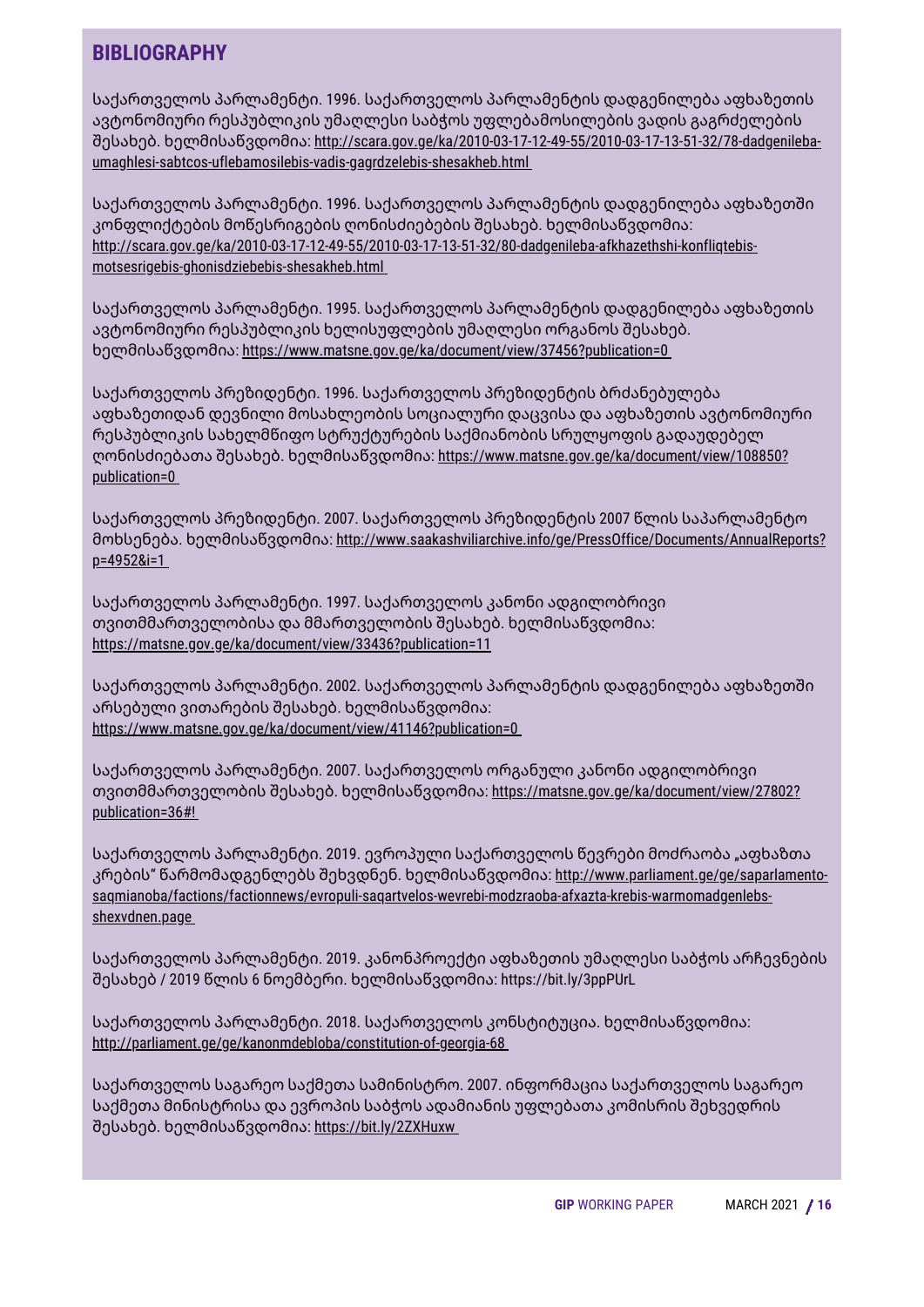## BIBLIOGRAPHY

საქართველოს პარლამენტი. 1996. საქართველოს პარლამენტის დადგენილება აფხაზეთის ავტონომიური რესპუბლიკის უმაღლესი საბჭოს უფლებამოსილების ვადის გაგრძელების შესახებ. ხელმისაწვდომია: http://scara.gov.ge/ka/2010-03-17-12-49-55/2010-03-17-13-51-32/78-dadgenileba-umaghlesi-sabtcos-uflebamosilebis-vadis-gagrdzelebis-shesakheb.html

საქართველოს პარლამენტი. 1996. საქართველოს პარლამენტის დადგენილება აფხაზეთში კონფლიქტების მოწესრიგების ღონისძიებების შესახებ. ხელმისაწვდომია: http://scara.gov.ge/ka/2010-03-17-12-49-55/2010-03-17-13-51-32/80-dadgenileba-afkhazethshi-konfliqtebis-motsesrigebis-ghonisdziebebis-shesakheb.html

საქართველოს პარლამენტი. 1995. საქართველოს პარლამენტის დადგენილება აფხაზეთის ავტონომიური რესპუბლიკის ხელისუფლების უმაღლესი ორგანოს შესახებ. ხელმისაწვდომია: https://www.matsne.gov.ge/ka/document/view/37456?publication=0

საქართველოს პრეზიდენტი. 1996. საქართველოს პრეზიდენტის ბრძანებულება აფხაზეთიდან დევნილი მოსახლეობის სოციალური დაცვისა და აფხაზეთის ავტონომიური რესპუბლიკის სახელმწიფო სტრუქტურების საქმიანობის სრულყოფის გადაუდებელ ღონისძიებათა შესახებ. ხელმისაწვდომია: https://www.matsne.gov.ge/ka/document/view/108850?publication=0

საქართველოს პრეზიდენტი. 2007. საქართველოს პრეზიდენტის 2007 წლის საპარლამენტო მოხსენება. ხელმისაწვდომია: http://www.saakashviliarchive.info/ge/PressOffice/Documents/AnnualReports?p=4952&i=1

საქართველოს პარლამენტი. 1997. საქართველოს კანონი ადგილობრივი თვითმმართველობისა და მმართველობის შესახებ. ხელმისაწვდომია: https://matsne.gov.ge/ka/document/view/33436?publication=11

საქართველოს პარლამენტი. 2002. საქართველოს პარლამენტის დადგენილება აფხაზეთში არსებული ვითარების შესახებ. ხელმისაწვდომია: https://www.matsne.gov.ge/ka/document/view/41146?publication=0

საქართველოს პარლამენტი. 2007. საქართველოს ორგანული კანონი ადგილობრივი თვითმმართველობის შესახებ. ხელმისაწვდომია: https://matsne.gov.ge/ka/document/view/27802?publication=36#!

საქართველოს პარლამენტი. 2019. ევროპული საქართველოს წევრები მოძრაობა „აფხაზთა კრების" წარმომადგენლებს შეხვდნენ. ხელმისაწვდომია: http://www.parliament.ge/ge/saparlamento-saqmianoba/factions/factionnews/evropuli-saqartvelos-wevrebi-modzraoba-afxazta-krebis-warmomadgenlebs-shexvdnen.page

საქართველოს პარლამენტი. 2019. კანონპროექტი აფხაზეთის უმაღლესი საბჭოს არჩევნების შესახებ / 2019 წლის 6 ნოემბერი. ხელმისაწვდომია: https://bit.ly/3ppPUrL

საქართველოს პარლამენტი. 2018. საქართველოს კონსტიტუცია. ხელმისაწვდომია: http://parliament.ge/ge/kanonmdebloba/constitution-of-georgia-68

საქართველოს საგარეო საქმეთა სამინისტრო. 2007. ინფორმაცია საქართველოს საგარეო საქმეთა მინისტრისა და ევროპის საბჭოს ადამიანის უფლებათა კომისრის შეხვედრის შესახებ. ხელმისაწვდომია: https://bit.ly/2ZXHuxw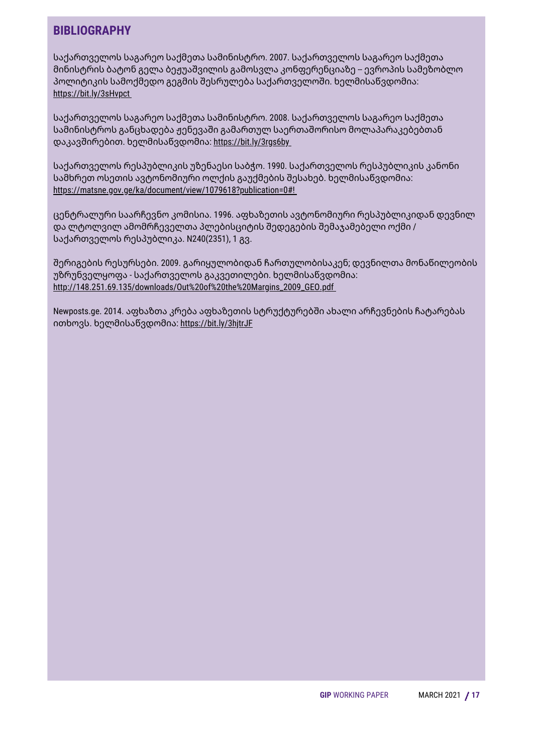## BIBLIOGRAPHY

საქართველოს საგარეო საქმეთა სამინისტრო. 2007. საქართველოს საგარეო საქმეთა მინისტრის ბატონ გელა ბეჟუაშვილის გამოსვლა კონფერენციაზე -- ევროპის სამეზობლო პოლიტიკის სამოქმედო გეგმის შესრულება საქართველოში. ხელმისაწვდომია: https://bit.ly/3sHvpct

საქართველოს საგარეო საქმეთა სამინისტრო. 2008. საქართველოს საგარეო საქმეთა სამინისტროს განცხადება ჟენევაში გამართულ საერთაშორისო მოლაპარაკებებთან დაკავშირებით. ხელმისაწვდომია: https://bit.ly/3rgs6by

საქართველოს რესპუბლიკის უზენაესი საბჭო. 1990. საქართველოს რესპუბლიკის კანონი სამხრეთ ოსეთის ავტონომიური ოლქის გაუქმების შესახებ. ხელმისაწვდომია: https://matsne.gov.ge/ka/document/view/1079618?publication=0#!

ცენტრალური საარჩევნო კომისია. 1996. აფხაზეთის ავტონომიური რესპუბლიკიდან დევნილ და ლტოლვილ ამომრჩეველთა პლებისციტის შედეგების შემაჯამებელი ოქმი / საქართველოს რესპუბლიკა. N240(2351), 1 გვ.

შერიგების რესურსები. 2009. გარიყულობიდან ჩართულობისაკენ; დევნილთა მონაწილეობის უზრუნველყოფა - საქართველოს გაკვეთილები. ხელმისაწვდომია: http://148.251.69.135/downloads/Out%20of%20the%20Margins_2009_GEO.pdf

Newposts.ge. 2014. აფხაზთა კრება აფხაზეთის სტრუქტურებში ახალი არჩევნების ჩატარებას ითხოვს. ხელმისაწვდომია: https://bit.ly/3hjtrJF